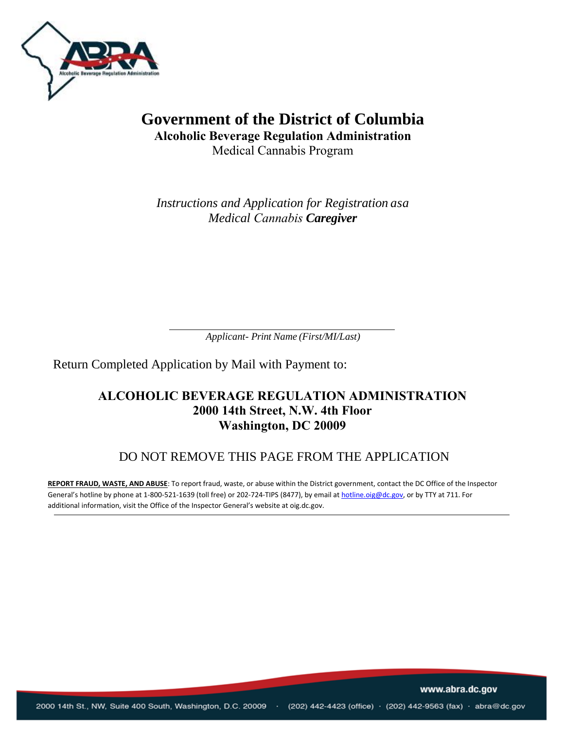# Government of the District of Columbia

## Alcoholic Beverage Regulation Administration

Medical Cannabis Program

*Instructions and Application for Registration asa Medical Cannabis **Caregiver***

_______________________________________

*Applicant- Print Name (First/MI/Last)*

Return Completed Application by Mail with Payment to:

**ALCOHOLIC BEVERAGE REGULATION ADMINISTRATION**
**2000 14th Street, N.W. 4th Floor**
**Washington, DC 20009**

DO NOT REMOVE THIS PAGE FROM THE APPLICATION

**REPORT FRAUD, WASTE, AND ABUSE**: To report fraud, waste, or abuse within the District government, contact the DC Office of the Inspector General's hotline by phone at 1-800-521-1639 (toll free) or 202-724-TIPS (8477), by email at hotline.oig@dc.gov, or by TTY at 711. For additional information, visit the Office of the Inspector General's website at oig.dc.gov.

www.abra.dc.gov

2000 14th St., NW, Suite 400 South, Washington, D.C. 20009 · (202) 442-4423 (office) · (202) 442-9563 (fax) · abra@dc.gov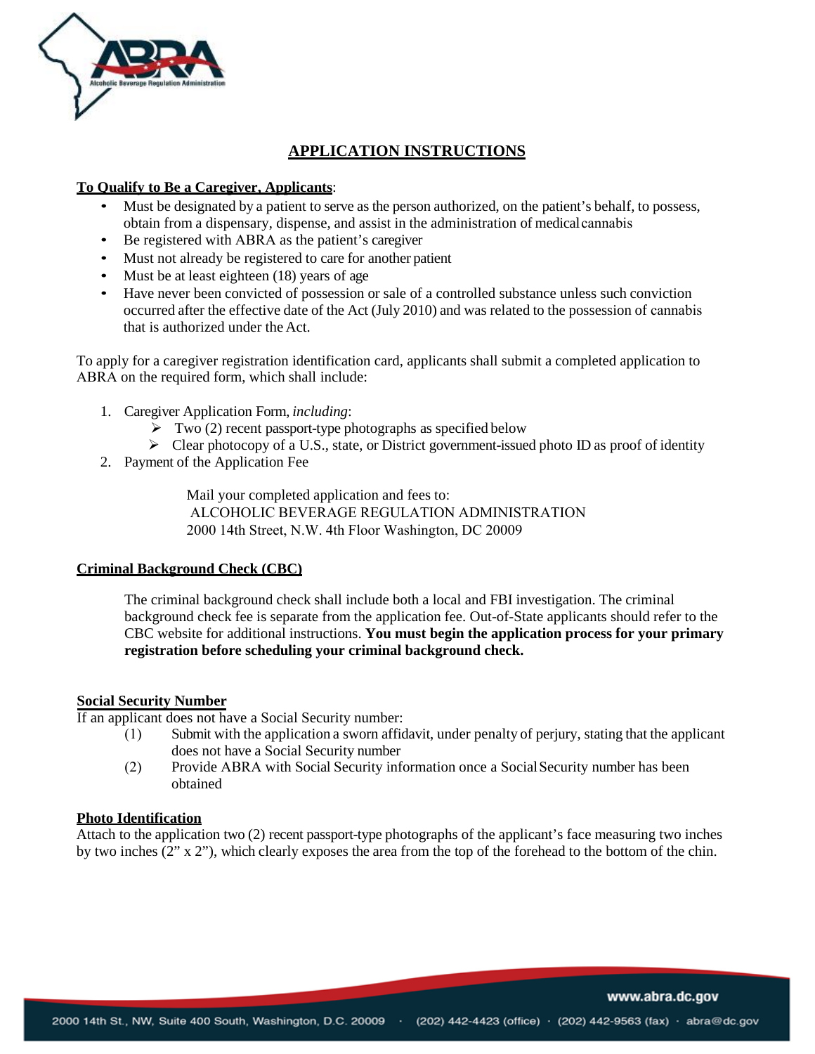# APPLICATION INSTRUCTIONS

**To Qualify to Be a Caregiver, Applicants**:

- Must be designated by a patient to serve as the person authorized, on the patient's behalf, to possess, obtain from a dispensary, dispense, and assist in the administration of medical cannabis
- Be registered with ABRA as the patient's caregiver
- Must not already be registered to care for another patient
- Must be at least eighteen (18) years of age
- Have never been convicted of possession or sale of a controlled substance unless such conviction occurred after the effective date of the Act (July 2010) and was related to the possession of cannabis that is authorized under the Act.

To apply for a caregiver registration identification card, applicants shall submit a completed application to ABRA on the required form, which shall include:

1. Caregiver Application Form, *including*:
   - Two (2) recent passport-type photographs as specified below
   - Clear photocopy of a U.S., state, or District government-issued photo ID as proof of identity
2. Payment of the Application Fee

Mail your completed application and fees to:
ALCOHOLIC BEVERAGE REGULATION ADMINISTRATION
2000 14th Street, N.W. 4th Floor Washington, DC 20009

## Criminal Background Check (CBC)

The criminal background check shall include both a local and FBI investigation. The criminal background check fee is separate from the application fee. Out-of-State applicants should refer to the CBC website for additional instructions. **You must begin the application process for your primary registration before scheduling your criminal background check.**

## Social Security Number

If an applicant does not have a Social Security number:

(1) Submit with the application a sworn affidavit, under penalty of perjury, stating that the applicant does not have a Social Security number

(2) Provide ABRA with Social Security information once a Social Security number has been obtained

## Photo Identification

Attach to the application two (2) recent passport-type photographs of the applicant's face measuring two inches by two inches (2" x 2"), which clearly exposes the area from the top of the forehead to the bottom of the chin.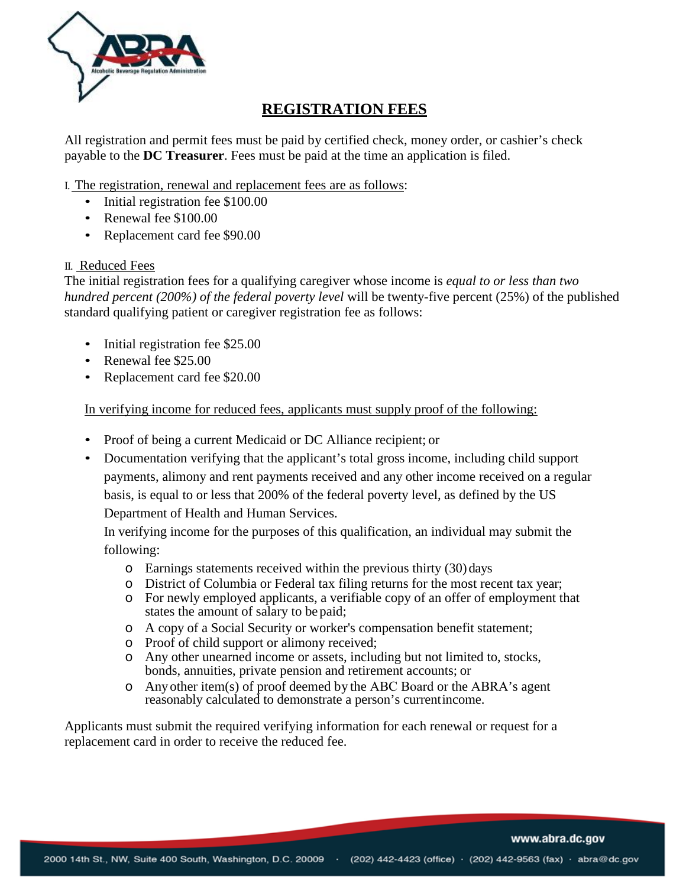# REGISTRATION FEES

All registration and permit fees must be paid by certified check, money order, or cashier's check payable to the **DC Treasurer**. Fees must be paid at the time an application is filed.

I. The registration, renewal and replacement fees are as follows:

- Initial registration fee $100.00
- Renewal fee $100.00
- Replacement card fee $90.00

II. Reduced Fees

The initial registration fees for a qualifying caregiver whose income is *equal to or less than two hundred percent (200%) of the federal poverty level* will be twenty-five percent (25%) of the published standard qualifying patient or caregiver registration fee as follows:

- Initial registration fee $25.00
- Renewal fee $25.00
- Replacement card fee $20.00

In verifying income for reduced fees, applicants must supply proof of the following:

- Proof of being a current Medicaid or DC Alliance recipient; or
- Documentation verifying that the applicant's total gross income, including child support payments, alimony and rent payments received and any other income received on a regular basis, is equal to or less that 200% of the federal poverty level, as defined by the US Department of Health and Human Services.

  In verifying income for the purposes of this qualification, an individual may submit the following:

  - Earnings statements received within the previous thirty (30) days
  - District of Columbia or Federal tax filing returns for the most recent tax year;
  - For newly employed applicants, a verifiable copy of an offer of employment that states the amount of salary to be paid;
  - A copy of a Social Security or worker's compensation benefit statement;
  - Proof of child support or alimony received;
  - Any other unearned income or assets, including but not limited to, stocks, bonds, annuities, private pension and retirement accounts; or
  - Any other item(s) of proof deemed by the ABC Board or the ABRA's agent reasonably calculated to demonstrate a person's current income.

Applicants must submit the required verifying information for each renewal or request for a replacement card in order to receive the reduced fee.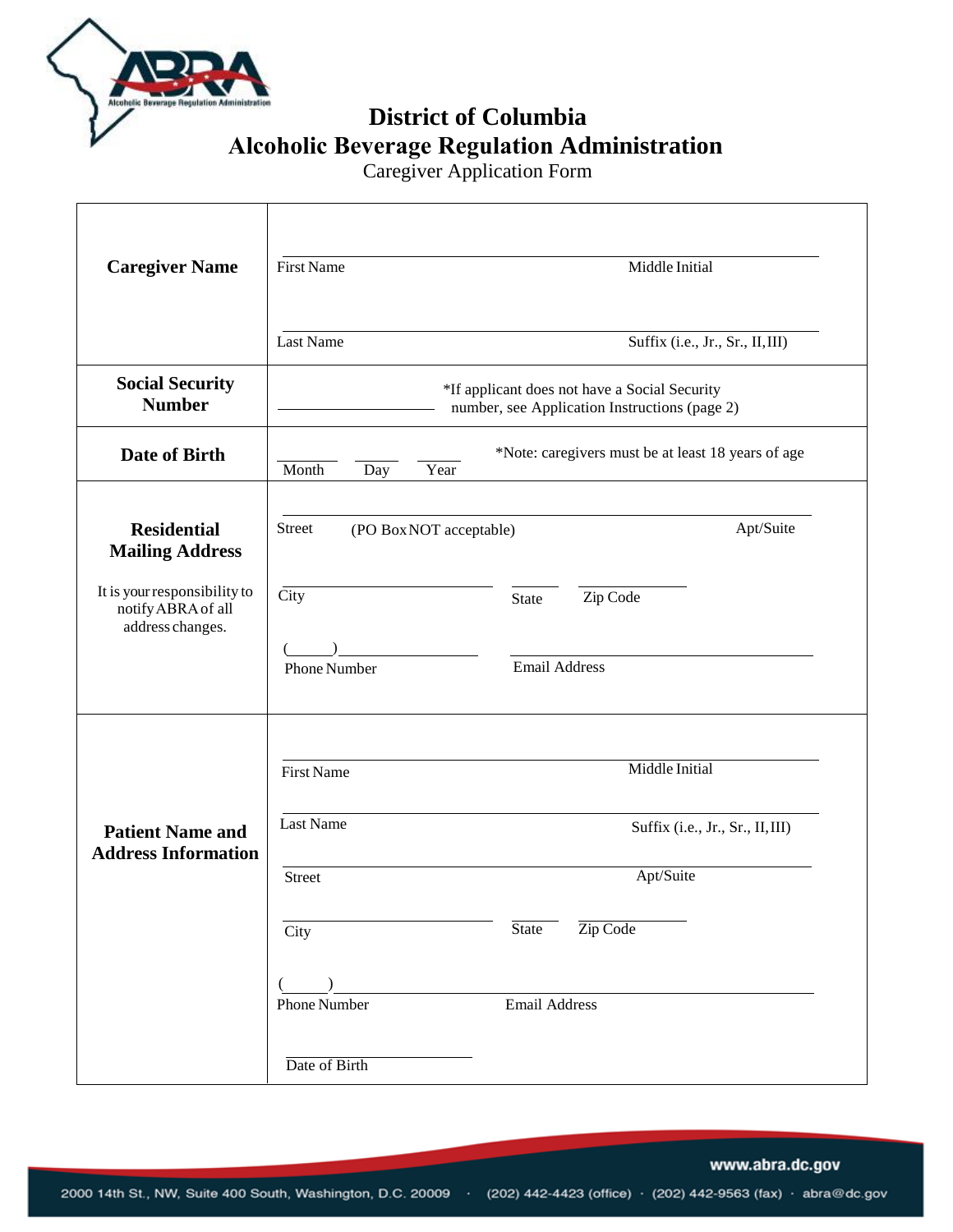# District of Columbia
# Alcoholic Beverage Regulation Administration

Caregiver Application Form

| | |
|---|---|
| **Caregiver Name** | First Name ______ Middle Initial ______<br>Last Name ______ Suffix (i.e., Jr., Sr., II, III) ______ |
| **Social Security Number** | ______ *If applicant does not have a Social Security number, see Application Instructions (page 2) |
| **Date of Birth** | Month ______ Day ______ Year ______ *Note: caregivers must be at least 18 years of age |
| **Residential Mailing Address**<br>It is your responsibility to notify ABRA of all address changes. | Street (PO Box NOT acceptable) ______ Apt/Suite ______<br>City ______ State ______ Zip Code ______<br>(____) ______ Phone Number ______ Email Address ______ |
| **Patient Name and Address Information** | First Name ______ Middle Initial ______<br>Last Name ______ Suffix (i.e., Jr., Sr., II, III) ______<br>Street ______ Apt/Suite ______<br>City ______ State ______ Zip Code ______<br>(____) ______ Phone Number ______ Email Address ______<br>Date of Birth ______ |

www.abra.dc.gov

2000 14th St., NW, Suite 400 South, Washington, D.C. 20009 · (202) 442-4423 (office) · (202) 442-9563 (fax) · abra@dc.gov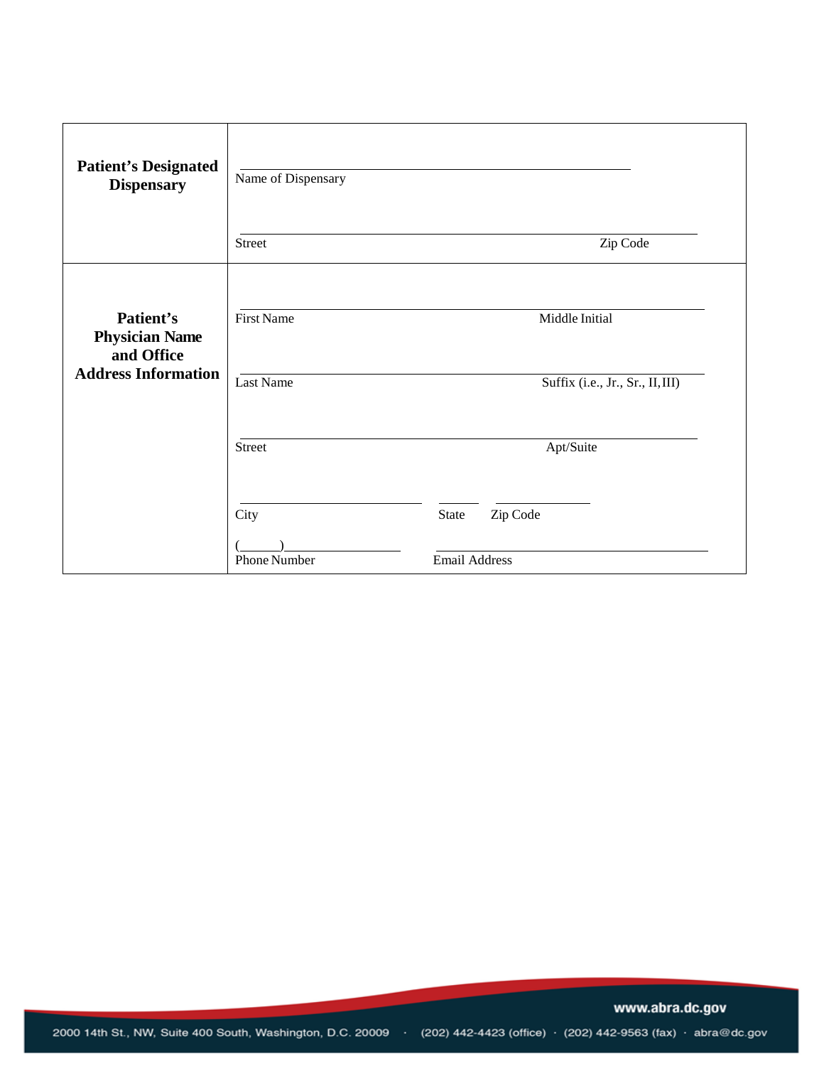| | |
|---|---|
| **Patient's Designated Dispensary** | Name of Dispensary<br><br>Street &nbsp;&nbsp;&nbsp;&nbsp;&nbsp;&nbsp;&nbsp;&nbsp; Zip Code |
| **Patient's Physician Name and Office Address Information** | First Name &nbsp;&nbsp;&nbsp;&nbsp;&nbsp;&nbsp;&nbsp;&nbsp; Middle Initial<br><br>Last Name &nbsp;&nbsp;&nbsp;&nbsp;&nbsp;&nbsp;&nbsp;&nbsp; Suffix (i.e., Jr., Sr., II, III)<br><br>Street &nbsp;&nbsp;&nbsp;&nbsp;&nbsp;&nbsp;&nbsp;&nbsp; Apt/Suite<br><br>City &nbsp;&nbsp;&nbsp;&nbsp;&nbsp;&nbsp;&nbsp;&nbsp; State &nbsp;&nbsp;&nbsp;&nbsp; Zip Code<br><br>(\_\_\_\_\_\_)\_\_\_\_\_\_\_\_\_\_\_\_\_\_\_\_<br>Phone Number &nbsp;&nbsp;&nbsp;&nbsp;&nbsp;&nbsp;&nbsp;&nbsp; Email Address |

www.abra.dc.gov

2000 14th St., NW, Suite 400 South, Washington, D.C. 20009 · (202) 442-4423 (office) · (202) 442-9563 (fax) · abra@dc.gov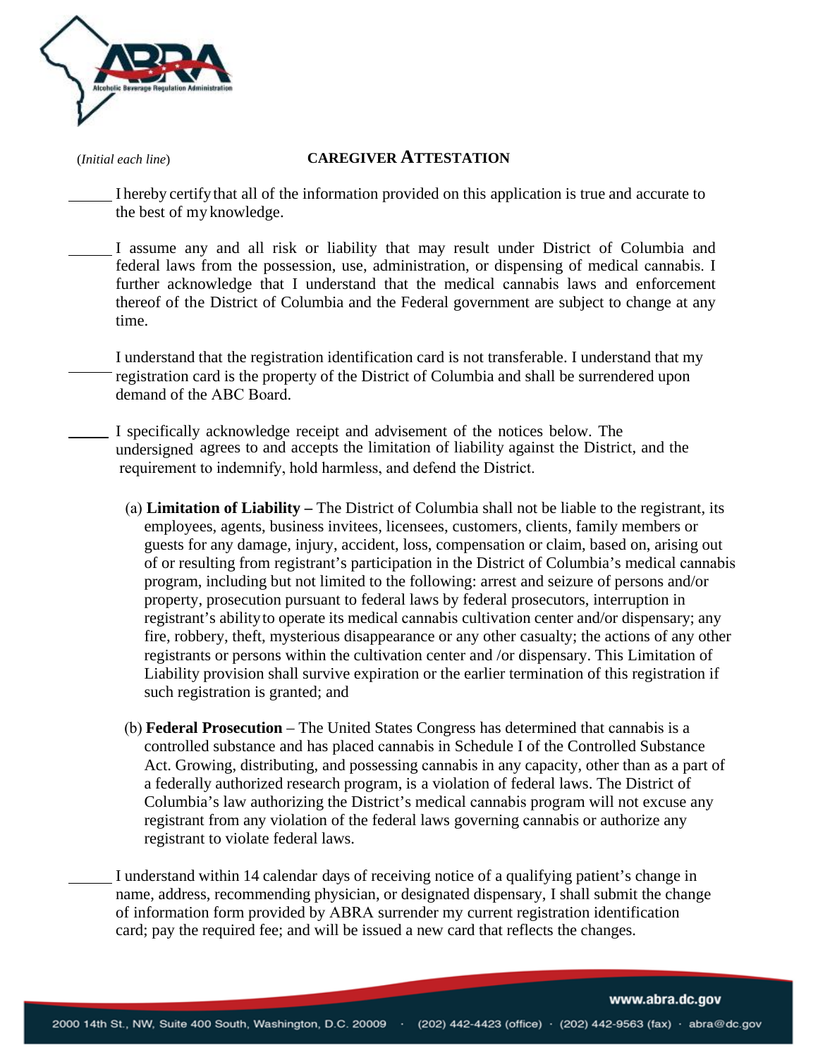(*Initial each line*)

## CAREGIVER ATTESTATION

______ I hereby certify that all of the information provided on this application is true and accurate to the best of my knowledge.

______ I assume any and all risk or liability that may result under District of Columbia and federal laws from the possession, use, administration, or dispensing of medical cannabis. I further acknowledge that I understand that the medical cannabis laws and enforcement thereof of the District of Columbia and the Federal government are subject to change at any time.

______ I understand that the registration identification card is not transferable. I understand that my registration card is the property of the District of Columbia and shall be surrendered upon demand of the ABC Board.

______ I specifically acknowledge receipt and advisement of the notices below. The undersigned agrees to and accepts the limitation of liability against the District, and the requirement to indemnify, hold harmless, and defend the District.

(a) **Limitation of Liability –** The District of Columbia shall not be liable to the registrant, its employees, agents, business invitees, licensees, customers, clients, family members or guests for any damage, injury, accident, loss, compensation or claim, based on, arising out of or resulting from registrant's participation in the District of Columbia's medical cannabis program, including but not limited to the following: arrest and seizure of persons and/or property, prosecution pursuant to federal laws by federal prosecutors, interruption in registrant's ability to operate its medical cannabis cultivation center and/or dispensary; any fire, robbery, theft, mysterious disappearance or any other casualty; the actions of any other registrants or persons within the cultivation center and /or dispensary. This Limitation of Liability provision shall survive expiration or the earlier termination of this registration if such registration is granted; and

(b) **Federal Prosecution** – The United States Congress has determined that cannabis is a controlled substance and has placed cannabis in Schedule I of the Controlled Substance Act. Growing, distributing, and possessing cannabis in any capacity, other than as a part of a federally authorized research program, is a violation of federal laws. The District of Columbia's law authorizing the District's medical cannabis program will not excuse any registrant from any violation of the federal laws governing cannabis or authorize any registrant to violate federal laws.

______ I understand within 14 calendar days of receiving notice of a qualifying patient's change in name, address, recommending physician, or designated dispensary, I shall submit the change of information form provided by ABRA surrender my current registration identification card; pay the required fee; and will be issued a new card that reflects the changes.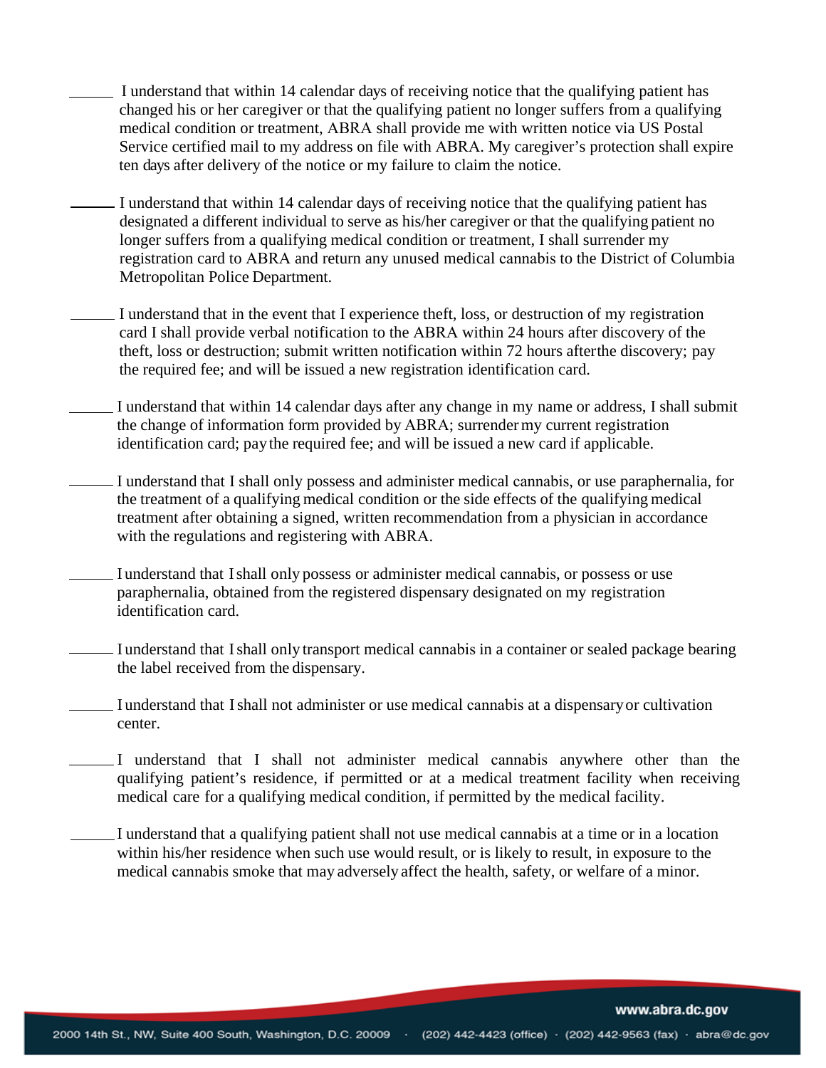______ I understand that within 14 calendar days of receiving notice that the qualifying patient has changed his or her caregiver or that the qualifying patient no longer suffers from a qualifying medical condition or treatment, ABRA shall provide me with written notice via US Postal Service certified mail to my address on file with ABRA. My caregiver's protection shall expire ten days after delivery of the notice or my failure to claim the notice.

______ I understand that within 14 calendar days of receiving notice that the qualifying patient has designated a different individual to serve as his/her caregiver or that the qualifying patient no longer suffers from a qualifying medical condition or treatment, I shall surrender my registration card to ABRA and return any unused medical cannabis to the District of Columbia Metropolitan Police Department.

______ I understand that in the event that I experience theft, loss, or destruction of my registration card I shall provide verbal notification to the ABRA within 24 hours after discovery of the theft, loss or destruction; submit written notification within 72 hours afterthe discovery; pay the required fee; and will be issued a new registration identification card.

______ I understand that within 14 calendar days after any change in my name or address, I shall submit the change of information form provided by ABRA; surrender my current registration identification card; pay the required fee; and will be issued a new card if applicable.

______ I understand that I shall only possess and administer medical cannabis, or use paraphernalia, for the treatment of a qualifying medical condition or the side effects of the qualifying medical treatment after obtaining a signed, written recommendation from a physician in accordance with the regulations and registering with ABRA.

______ I understand that I shall only possess or administer medical cannabis, or possess or use paraphernalia, obtained from the registered dispensary designated on my registration identification card.

______ I understand that I shall only transport medical cannabis in a container or sealed package bearing the label received from the dispensary.

______ I understand that I shall not administer or use medical cannabis at a dispensary or cultivation center.

______ I understand that I shall not administer medical cannabis anywhere other than the qualifying patient's residence, if permitted or at a medical treatment facility when receiving medical care for a qualifying medical condition, if permitted by the medical facility.

______ I understand that a qualifying patient shall not use medical cannabis at a time or in a location within his/her residence when such use would result, or is likely to result, in exposure to the medical cannabis smoke that may adversely affect the health, safety, or welfare of a minor.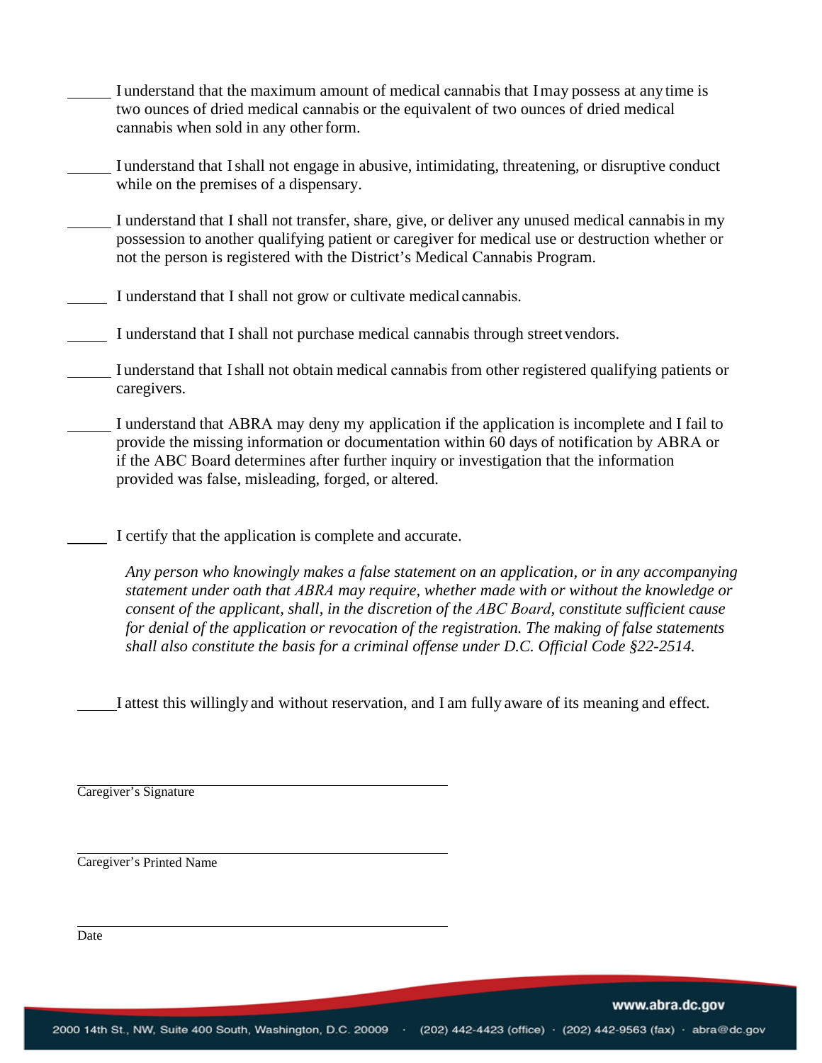______ I understand that the maximum amount of medical cannabis that I may possess at any time is two ounces of dried medical cannabis or the equivalent of two ounces of dried medical cannabis when sold in any other form.

______ I understand that I shall not engage in abusive, intimidating, threatening, or disruptive conduct while on the premises of a dispensary.

______ I understand that I shall not transfer, share, give, or deliver any unused medical cannabis in my possession to another qualifying patient or caregiver for medical use or destruction whether or not the person is registered with the District's Medical Cannabis Program.

______ I understand that I shall not grow or cultivate medical cannabis.

______ I understand that I shall not purchase medical cannabis through street vendors.

______ I understand that I shall not obtain medical cannabis from other registered qualifying patients or caregivers.

______ I understand that ABRA may deny my application if the application is incomplete and I fail to provide the missing information or documentation within 60 days of notification by ABRA or if the ABC Board determines after further inquiry or investigation that the information provided was false, misleading, forged, or altered.

______ I certify that the application is complete and accurate.

*Any person who knowingly makes a false statement on an application, or in any accompanying statement under oath that ABRA may require, whether made with or without the knowledge or consent of the applicant, shall, in the discretion of the ABC Board, constitute sufficient cause for denial of the application or revocation of the registration. The making of false statements shall also constitute the basis for a criminal offense under D.C. Official Code §22-2514.*

______ I attest this willingly and without reservation, and I am fully aware of its meaning and effect.

______________________________________________
Caregiver's Signature

______________________________________________
Caregiver's Printed Name

______________________________________________
Date

www.abra.dc.gov

2000 14th St., NW, Suite 400 South, Washington, D.C. 20009 · (202) 442-4423 (office) · (202) 442-9563 (fax) · abra@dc.gov